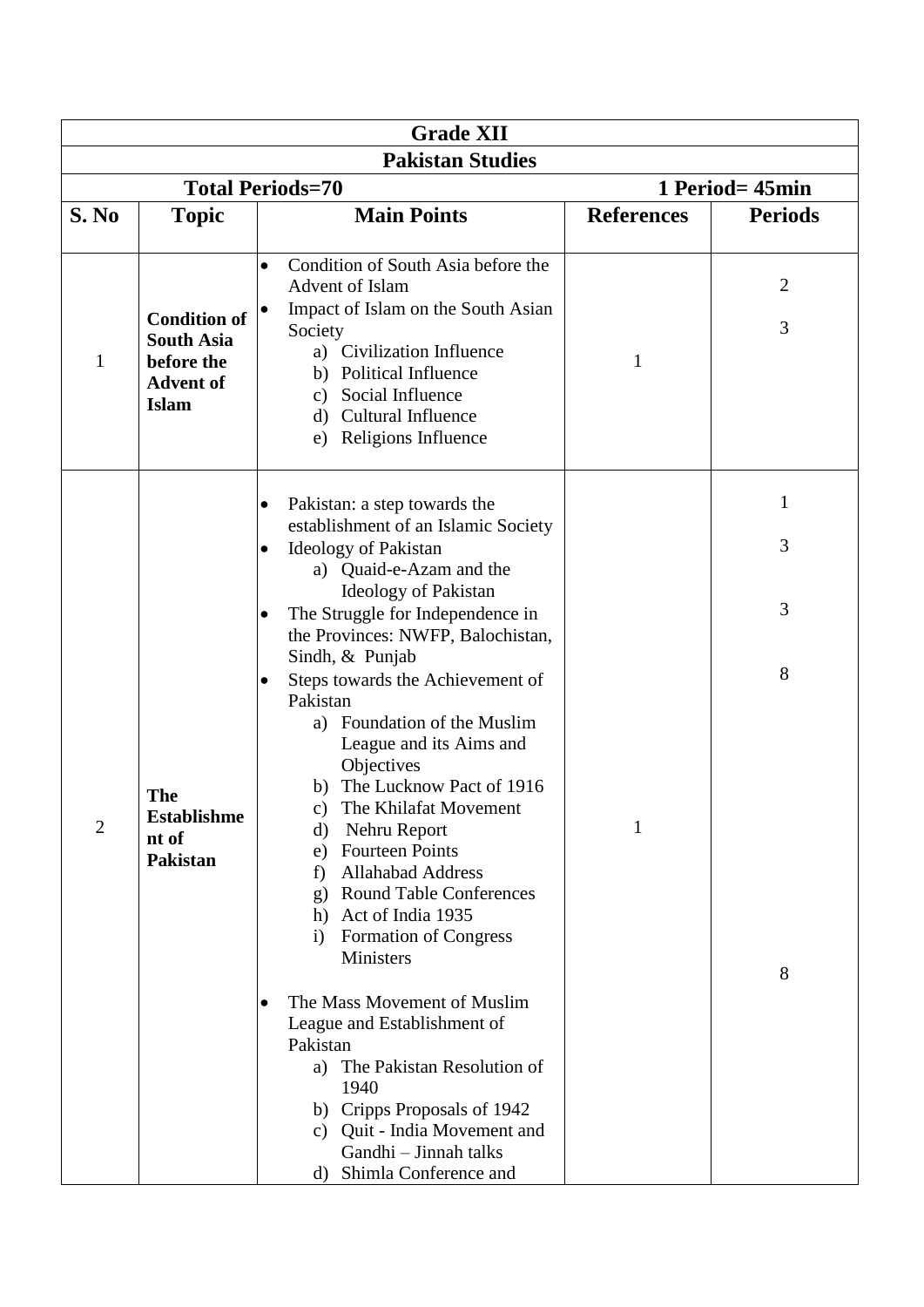| Grade XII | | | | |
|---|---|---|---|---|
| **Pakistan Studies** | | | | |
| **Total Periods=70** | | | **1 Period= 45min** | |
| **S. No** | **Topic** | **Main Points** | **References** | **Periods** |
| 1 | **Condition of South Asia before the Advent of Islam** | • Condition of South Asia before the Advent of Islam<br>• Impact of Islam on the South Asian Society<br>a) Civilization Influence<br>b) Political Influence<br>c) Social Influence<br>d) Cultural Influence<br>e) Religions Influence | 1 | 2<br><br>3 |
| 2 | **The Establishment of Pakistan** | • Pakistan: a step towards the establishment of an Islamic Society<br>• Ideology of Pakistan<br>a) Quaid-e-Azam and the Ideology of Pakistan<br>• The Struggle for Independence in the Provinces: NWFP, Balochistan, Sindh, & Punjab<br>• Steps towards the Achievement of Pakistan<br>a) Foundation of the Muslim League and its Aims and Objectives<br>b) The Lucknow Pact of 1916<br>c) The Khilafat Movement<br>d) Nehru Report<br>e) Fourteen Points<br>f) Allahabad Address<br>g) Round Table Conferences<br>h) Act of India 1935<br>i) Formation of Congress Ministers<br><br>• The Mass Movement of Muslim League and Establishment of Pakistan<br>a) The Pakistan Resolution of 1940<br>b) Cripps Proposals of 1942<br>c) Quit - India Movement and Gandhi – Jinnah talks<br>d) Shimla Conference and | 1 | 1<br><br>3<br><br>3<br><br>8<br><br>8 |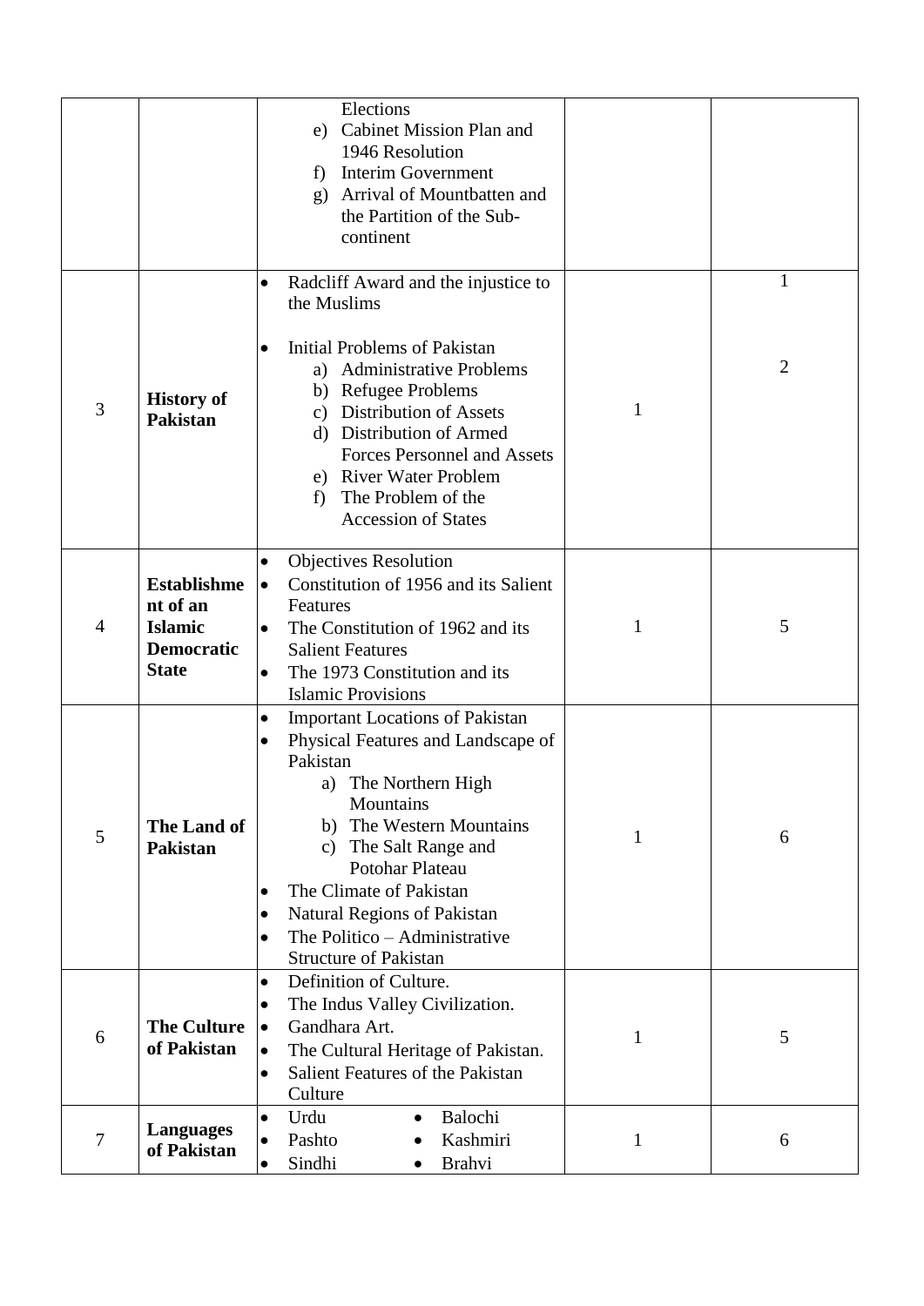| | | | | |
|---|---|---|---|---|
| | | Elections<br>e) Cabinet Mission Plan and 1946 Resolution<br>f) Interim Government<br>g) Arrival of Mountbatten and the Partition of the Sub-continent | | |
| 3 | **History of Pakistan** | • Radcliff Award and the injustice to the Muslims<br>• Initial Problems of Pakistan<br>a) Administrative Problems<br>b) Refugee Problems<br>c) Distribution of Assets<br>d) Distribution of Armed Forces Personnel and Assets<br>e) River Water Problem<br>f) The Problem of the Accession of States | 1 | 1<br><br>2 |
| 4 | **Establishment of an Islamic Democratic State** | • Objectives Resolution<br>• Constitution of 1956 and its Salient Features<br>• The Constitution of 1962 and its Salient Features<br>• The 1973 Constitution and its Islamic Provisions | 1 | 5 |
| 5 | **The Land of Pakistan** | • Important Locations of Pakistan<br>• Physical Features and Landscape of Pakistan<br>a) The Northern High Mountains<br>b) The Western Mountains<br>c) The Salt Range and Potohar Plateau<br>• The Climate of Pakistan<br>• Natural Regions of Pakistan<br>• The Politico – Administrative Structure of Pakistan | 1 | 6 |
| 6 | **The Culture of Pakistan** | • Definition of Culture.<br>• The Indus Valley Civilization.<br>• Gandhara Art.<br>• The Cultural Heritage of Pakistan.<br>• Salient Features of the Pakistan Culture | 1 | 5 |
| 7 | **Languages of Pakistan** | • Urdu • Balochi<br>• Pashto • Kashmiri<br>• Sindhi • Brahvi | 1 | 6 |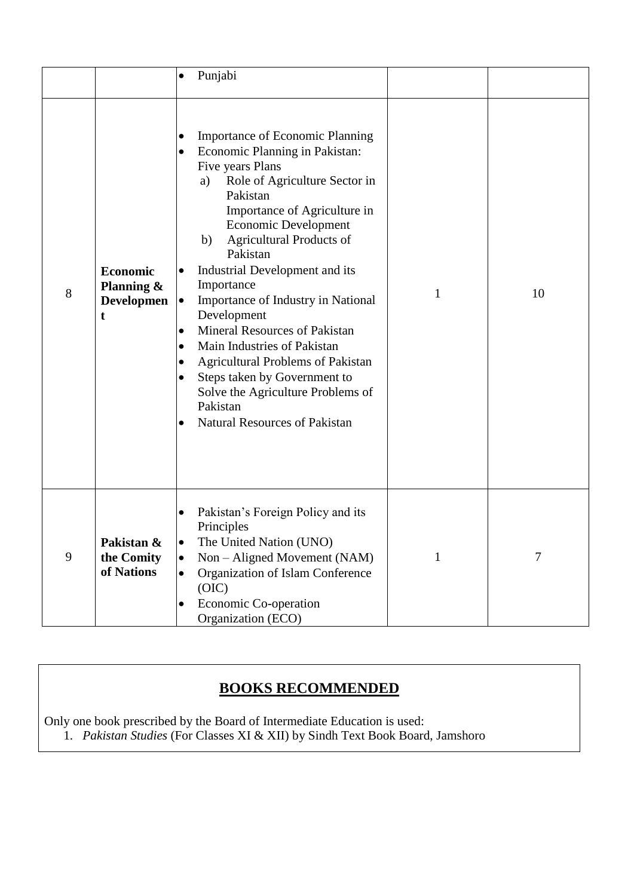| | | | | |
|---|---|---|---|---|
| | | • Punjabi | | |
| 8 | **Economic Planning & Development** | • Importance of Economic Planning<br>• Economic Planning in Pakistan: Five years Plans<br>a) Role of Agriculture Sector in Pakistan<br>Importance of Agriculture in Economic Development<br>b) Agricultural Products of Pakistan<br>• Industrial Development and its Importance<br>• Importance of Industry in National Development<br>• Mineral Resources of Pakistan<br>• Main Industries of Pakistan<br>• Agricultural Problems of Pakistan<br>• Steps taken by Government to Solve the Agriculture Problems of Pakistan<br>• Natural Resources of Pakistan | 1 | 10 |
| 9 | **Pakistan & the Comity of Nations** | • Pakistan's Foreign Policy and its Principles<br>• The United Nation (UNO)<br>• Non – Aligned Movement (NAM)<br>• Organization of Islam Conference (OIC)<br>• Economic Co-operation Organization (ECO) | 1 | 7 |

## BOOKS RECOMMENDED

Only one book prescribed by the Board of Intermediate Education is used:

1. *Pakistan Studies* (For Classes XI & XII) by Sindh Text Book Board, Jamshoro